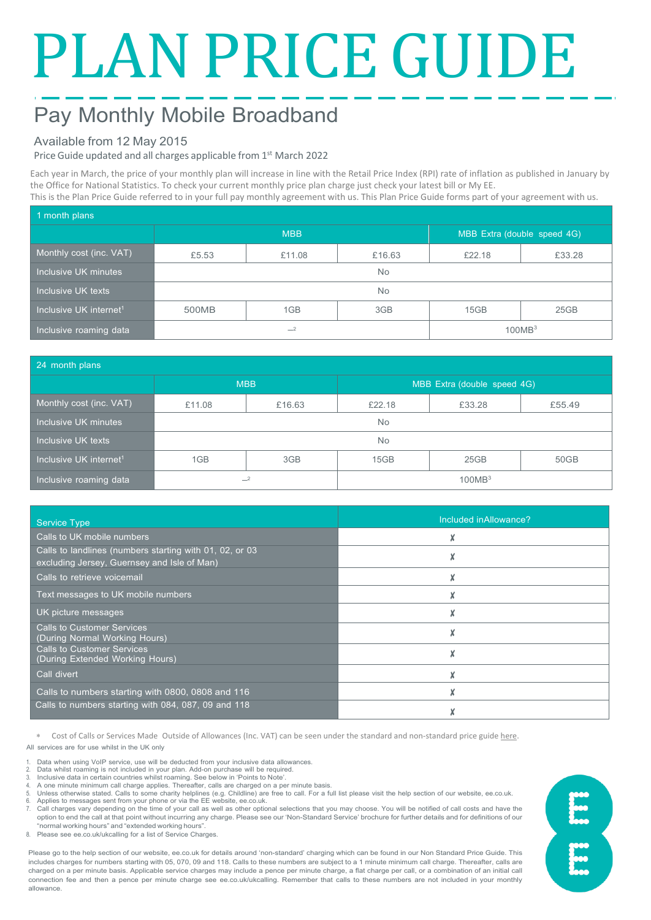# PLAN PRICE GUIDE

## Pay Monthly Mobile Broadband

Available from 12 May 2015

Price Guide updated and all charges applicable from 1st March 2022

Each year in March, the price of your monthly plan will increase in line with the Retail Price Index (RPI) rate of inflation as published in January by the Office for National Statistics. To check your current monthly price plan charge just check your latest bill or My EE.
This is the Plan Price Guide referred to in your full pay monthly agreement with us. This Plan Price Guide forms part of your agreement with us.

| 1 month plans | | | | | |
|---|---|---|---|---|---|
| | MBB | | | MBB Extra (double speed 4G) | |
| Monthly cost (inc. VAT) | £5.53 | £11.08 | £16.63 | £22.18 | £33.28 |
| Inclusive UK minutes | No | | | | |
| Inclusive UK texts | No | | | | |
| Inclusive UK internet[1] | 500MB | 1GB | 3GB | 15GB | 25GB |
| Inclusive roaming data | –[2] | | | 100MB[3] | |

| 24 month plans | | | | | |
|---|---|---|---|---|---|
| | MBB | | MBB Extra (double speed 4G) | | |
| Monthly cost (inc. VAT) | £11.08 | £16.63 | £22.18 | £33.28 | £55.49 |
| Inclusive UK minutes | No | | | | |
| Inclusive UK texts | No | | | | |
| Inclusive UK internet[1] | 1GB | 3GB | 15GB | 25GB | 50GB |
| Inclusive roaming data | –[2] | | 100MB[3] | | |

| Service Type | Included inAllowance? |
|---|---|
| Calls to UK mobile numbers | ✗ |
| Calls to landlines (numbers starting with 01, 02, or 03 excluding Jersey, Guernsey and Isle of Man) | ✗ |
| Calls to retrieve voicemail | ✗ |
| Text messages to UK mobile numbers | ✗ |
| UK picture messages | ✗ |
| Calls to Customer Services (During Normal Working Hours) | ✗ |
| Calls to Customer Services (During Extended Working Hours) | ✗ |
| Call divert | ✗ |
| Calls to numbers starting with 0800, 0808 and 116 | ✗ |
| Calls to numbers starting with 084, 087, 09 and 118 | ✗ |

* Cost of Calls or Services Made Outside of Allowances (Inc. VAT) can be seen under the standard and non-standard price guide here.

All services are for use whilst in the UK only

1. Data when using VoIP service, use will be deducted from your inclusive data allowances.
2. Data whilst roaming is not included in your plan. Add-on purchase will be required.
3. Inclusive data in certain countries whilst roaming. See below in 'Points to Note'.
4. A one minute minimum call charge applies. Thereafter, calls are charged on a per minute basis.
5. Unless otherwise stated. Calls to some charity helplines (e.g. Childline) are free to call. For a full list please visit the help section of our website, ee.co.uk.
6. Applies to messages sent from your phone or via the EE website, ee.co.uk.
7. Call charges vary depending on the time of your call as well as other optional selections that you may choose. You will be notified of call costs and have the option to end the call at that point without incurring any charge. Please see our 'Non-Standard Service' brochure for further details and for definitions of our "normal working hours" and "extended working hours".
8. Please see ee.co.uk/ukcalling for a list of Service Charges.

Please go to the help section of our website, ee.co.uk for details around 'non-standard' charging which can be found in our Non Standard Price Guide. This includes charges for numbers starting with 05, 070, 09 and 118. Calls to these numbers are subject to a 1 minute minimum call charge. Thereafter, calls are charged on a per minute basis. Applicable service charges may include a pence per minute charge, a flat charge per call, or a combination of an initial call connection fee and then a pence per minute charge see ee.co.uk/ukcalling. Remember that calls to these numbers are not included in your monthly allowance.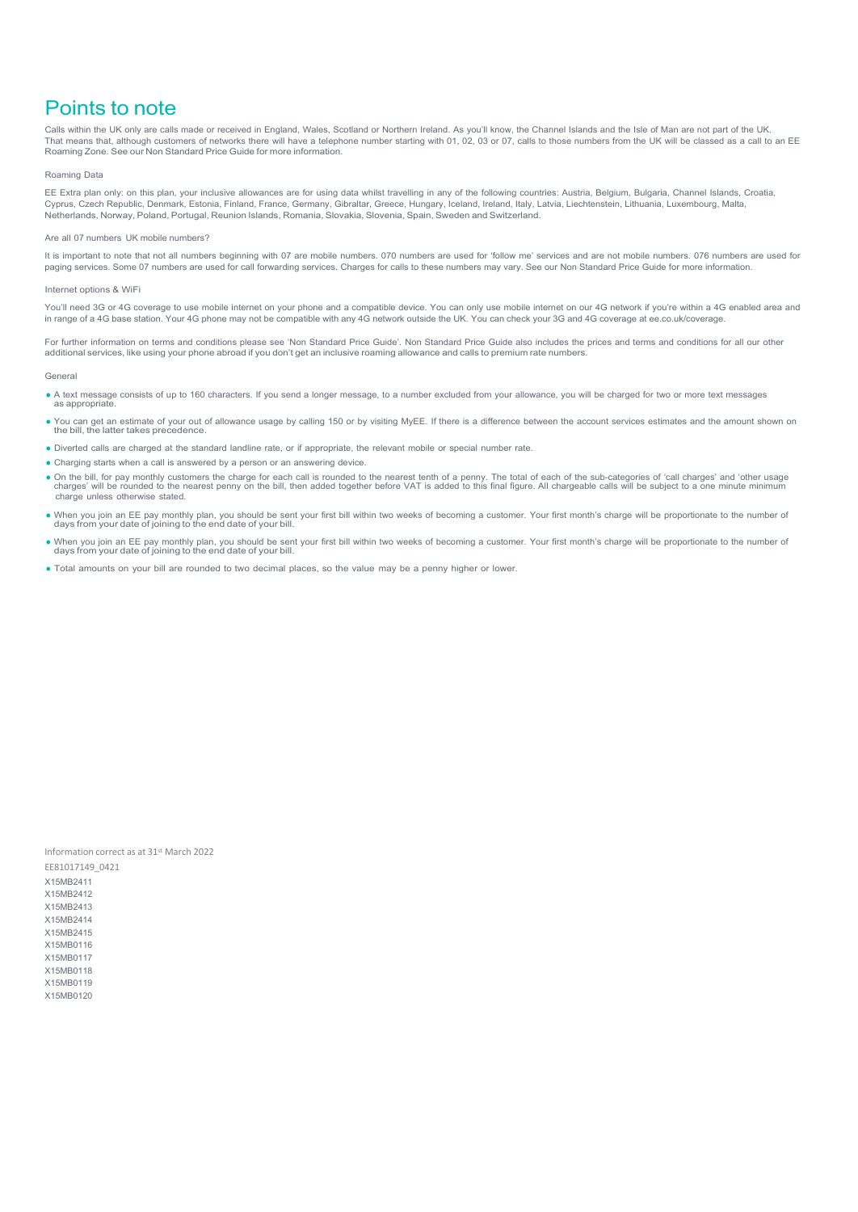# Points to note

Calls within the UK only are calls made or received in England, Wales, Scotland or Northern Ireland. As you'll know, the Channel Islands and the Isle of Man are not part of the UK. That means that, although customers of networks there will have a telephone number starting with 01, 02, 03 or 07, calls to those numbers from the UK will be classed as a call to an EE Roaming Zone. See our Non Standard Price Guide for more information.

### Roaming Data

EE Extra plan only: on this plan, your inclusive allowances are for using data whilst travelling in any of the following countries: Austria, Belgium, Bulgaria, Channel Islands, Croatia, Cyprus, Czech Republic, Denmark, Estonia, Finland, France, Germany, Gibraltar, Greece, Hungary, Iceland, Ireland, Italy, Latvia, Liechtenstein, Lithuania, Luxembourg, Malta, Netherlands, Norway, Poland, Portugal, Reunion Islands, Romania, Slovakia, Slovenia, Spain, Sweden and Switzerland.

### Are all 07 numbers UK mobile numbers?

It is important to note that not all numbers beginning with 07 are mobile numbers. 070 numbers are used for 'follow me' services and are not mobile numbers. 076 numbers are used for paging services. Some 07 numbers are used for call forwarding services. Charges for calls to these numbers may vary. See our Non Standard Price Guide for more information.

### Internet options & WiFi

You'll need 3G or 4G coverage to use mobile internet on your phone and a compatible device. You can only use mobile internet on our 4G network if you're within a 4G enabled area and in range of a 4G base station. Your 4G phone may not be compatible with any 4G network outside the UK. You can check your 3G and 4G coverage at ee.co.uk/coverage.

For further information on terms and conditions please see 'Non Standard Price Guide'. Non Standard Price Guide also includes the prices and terms and conditions for all our other additional services, like using your phone abroad if you don't get an inclusive roaming allowance and calls to premium rate numbers.

### General

- A text message consists of up to 160 characters. If you send a longer message, to a number excluded from your allowance, you will be charged for two or more text messages as appropriate.
- You can get an estimate of your out of allowance usage by calling 150 or by visiting MyEE. If there is a difference between the account services estimates and the amount shown on the bill, the latter takes precedence.
- Diverted calls are charged at the standard landline rate, or if appropriate, the relevant mobile or special number rate.
- Charging starts when a call is answered by a person or an answering device.
- On the bill, for pay monthly customers the charge for each call is rounded to the nearest tenth of a penny. The total of each of the sub-categories of 'call charges' and 'other usage charges' will be rounded to the nearest penny on the bill, then added together before VAT is added to this final figure. All chargeable calls will be subject to a one minute minimum charge unless otherwise stated.
- When you join an EE pay monthly plan, you should be sent your first bill within two weeks of becoming a customer. Your first month's charge will be proportionate to the number of days from your date of joining to the end date of your bill.
- When you join an EE pay monthly plan, you should be sent your first bill within two weeks of becoming a customer. Your first month's charge will be proportionate to the number of days from your date of joining to the end date of your bill.
- Total amounts on your bill are rounded to two decimal places, so the value may be a penny higher or lower.

Information correct as at 31st March 2022

EE81017149_0421

X15MB2411
X15MB2412
X15MB2413
X15MB2414
X15MB2415
X15MB0116
X15MB0117
X15MB0118
X15MB0119
X15MB0120